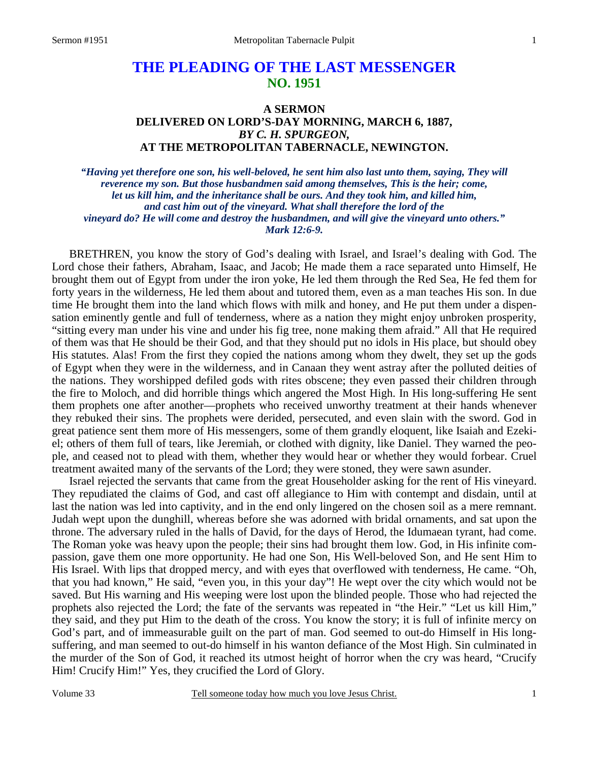# THE PLEADING OF THE LAST MESSENGER
## NO. 1951

### A SERMON
### DELIVERED ON LORD'S-DAY MORNING, MARCH 6, 1887,
### *BY C. H. SPURGEON,*
### AT THE METROPOLITAN TABERNACLE, NEWINGTON.

***"Having yet therefore one son, his well-beloved, he sent him also last unto them, saying, They will reverence my son. But those husbandmen said among themselves, This is the heir; come, let us kill him, and the inheritance shall be ours. And they took him, and killed him, and cast him out of the vineyard. What shall therefore the lord of the vineyard do? He will come and destroy the husbandmen, and will give the vineyard unto others." Mark 12:6-9.***

BRETHREN, you know the story of God's dealing with Israel, and Israel's dealing with God. The Lord chose their fathers, Abraham, Isaac, and Jacob; He made them a race separated unto Himself, He brought them out of Egypt from under the iron yoke, He led them through the Red Sea, He fed them for forty years in the wilderness, He led them about and tutored them, even as a man teaches His son. In due time He brought them into the land which flows with milk and honey, and He put them under a dispensation eminently gentle and full of tenderness, where as a nation they might enjoy unbroken prosperity, "sitting every man under his vine and under his fig tree, none making them afraid." All that He required of them was that He should be their God, and that they should put no idols in His place, but should obey His statutes. Alas! From the first they copied the nations among whom they dwelt, they set up the gods of Egypt when they were in the wilderness, and in Canaan they went astray after the polluted deities of the nations. They worshipped defiled gods with rites obscene; they even passed their children through the fire to Moloch, and did horrible things which angered the Most High. In His long-suffering He sent them prophets one after another—prophets who received unworthy treatment at their hands whenever they rebuked their sins. The prophets were derided, persecuted, and even slain with the sword. God in great patience sent them more of His messengers, some of them grandly eloquent, like Isaiah and Ezekiel; others of them full of tears, like Jeremiah, or clothed with dignity, like Daniel. They warned the people, and ceased not to plead with them, whether they would hear or whether they would forbear. Cruel treatment awaited many of the servants of the Lord; they were stoned, they were sawn asunder.

Israel rejected the servants that came from the great Householder asking for the rent of His vineyard. They repudiated the claims of God, and cast off allegiance to Him with contempt and disdain, until at last the nation was led into captivity, and in the end only lingered on the chosen soil as a mere remnant. Judah wept upon the dunghill, whereas before she was adorned with bridal ornaments, and sat upon the throne. The adversary ruled in the halls of David, for the days of Herod, the Idumaean tyrant, had come. The Roman yoke was heavy upon the people; their sins had brought them low. God, in His infinite compassion, gave them one more opportunity. He had one Son, His Well-beloved Son, and He sent Him to His Israel. With lips that dropped mercy, and with eyes that overflowed with tenderness, He came. "Oh, that you had known," He said, "even you, in this your day"! He wept over the city which would not be saved. But His warning and His weeping were lost upon the blinded people. Those who had rejected the prophets also rejected the Lord; the fate of the servants was repeated in "the Heir." "Let us kill Him," they said, and they put Him to the death of the cross. You know the story; it is full of infinite mercy on God's part, and of immeasurable guilt on the part of man. God seemed to out-do Himself in His long-suffering, and man seemed to out-do himself in his wanton defiance of the Most High. Sin culminated in the murder of the Son of God, it reached its utmost height of horror when the cry was heard, "Crucify Him! Crucify Him!" Yes, they crucified the Lord of Glory.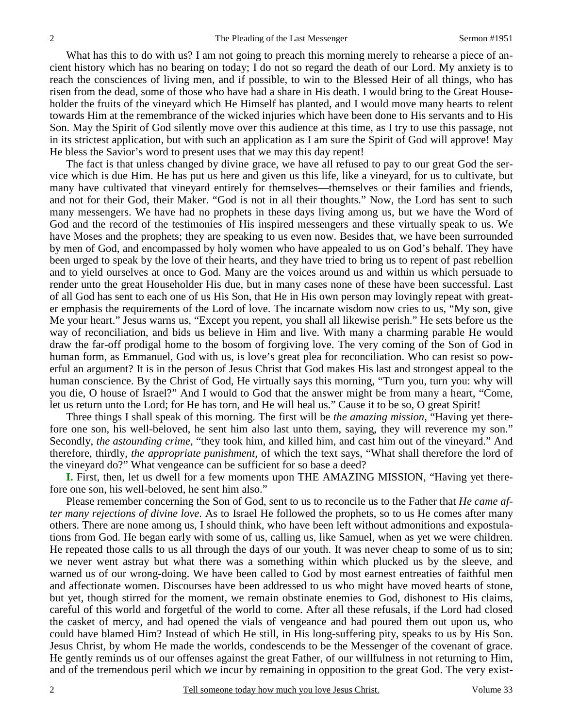What has this to do with us? I am not going to preach this morning merely to rehearse a piece of ancient history which has no bearing on today; I do not so regard the death of our Lord. My anxiety is to reach the consciences of living men, and if possible, to win to the Blessed Heir of all things, who has risen from the dead, some of those who have had a share in His death. I would bring to the Great Householder the fruits of the vineyard which He Himself has planted, and I would move many hearts to relent towards Him at the remembrance of the wicked injuries which have been done to His servants and to His Son. May the Spirit of God silently move over this audience at this time, as I try to use this passage, not in its strictest application, but with such an application as I am sure the Spirit of God will approve! May He bless the Savior's word to present uses that we may this day repent!

The fact is that unless changed by divine grace, we have all refused to pay to our great God the service which is due Him. He has put us here and given us this life, like a vineyard, for us to cultivate, but many have cultivated that vineyard entirely for themselves—themselves or their families and friends, and not for their God, their Maker. "God is not in all their thoughts." Now, the Lord has sent to such many messengers. We have had no prophets in these days living among us, but we have the Word of God and the record of the testimonies of His inspired messengers and these virtually speak to us. We have Moses and the prophets; they are speaking to us even now. Besides that, we have been surrounded by men of God, and encompassed by holy women who have appealed to us on God's behalf. They have been urged to speak by the love of their hearts, and they have tried to bring us to repent of past rebellion and to yield ourselves at once to God. Many are the voices around us and within us which persuade to render unto the great Householder His due, but in many cases none of these have been successful. Last of all God has sent to each one of us His Son, that He in His own person may lovingly repeat with greater emphasis the requirements of the Lord of love. The incarnate wisdom now cries to us, "My son, give Me your heart." Jesus warns us, "Except you repent, you shall all likewise perish." He sets before us the way of reconciliation, and bids us believe in Him and live. With many a charming parable He would draw the far-off prodigal home to the bosom of forgiving love. The very coming of the Son of God in human form, as Emmanuel, God with us, is love's great plea for reconciliation. Who can resist so powerful an argument? It is in the person of Jesus Christ that God makes His last and strongest appeal to the human conscience. By the Christ of God, He virtually says this morning, "Turn you, turn you: why will you die, O house of Israel?" And I would to God that the answer might be from many a heart, "Come, let us return unto the Lord; for He has torn, and He will heal us." Cause it to be so, O great Spirit!

Three things I shall speak of this morning. The first will be *the amazing mission,* "Having yet therefore one son, his well-beloved, he sent him also last unto them, saying, they will reverence my son." Secondly, *the astounding crime,* "they took him, and killed him, and cast him out of the vineyard." And therefore, thirdly, *the appropriate punishment,* of which the text says, "What shall therefore the lord of the vineyard do?" What vengeance can be sufficient for so base a deed?

**I.** First, then, let us dwell for a few moments upon THE AMAZING MISSION, "Having yet therefore one son, his well-beloved, he sent him also."

Please remember concerning the Son of God, sent to us to reconcile us to the Father that *He came after many rejections of divine love*. As to Israel He followed the prophets, so to us He comes after many others. There are none among us, I should think, who have been left without admonitions and expostulations from God. He began early with some of us, calling us, like Samuel, when as yet we were children. He repeated those calls to us all through the days of our youth. It was never cheap to some of us to sin; we never went astray but what there was a something within which plucked us by the sleeve, and warned us of our wrong-doing. We have been called to God by most earnest entreaties of faithful men and affectionate women. Discourses have been addressed to us who might have moved hearts of stone, but yet, though stirred for the moment, we remain obstinate enemies to God, dishonest to His claims, careful of this world and forgetful of the world to come. After all these refusals, if the Lord had closed the casket of mercy, and had opened the vials of vengeance and had poured them out upon us, who could have blamed Him? Instead of which He still, in His long-suffering pity, speaks to us by His Son. Jesus Christ, by whom He made the worlds, condescends to be the Messenger of the covenant of grace. He gently reminds us of our offenses against the great Father, of our willfulness in not returning to Him, and of the tremendous peril which we incur by remaining in opposition to the great God. The very exist-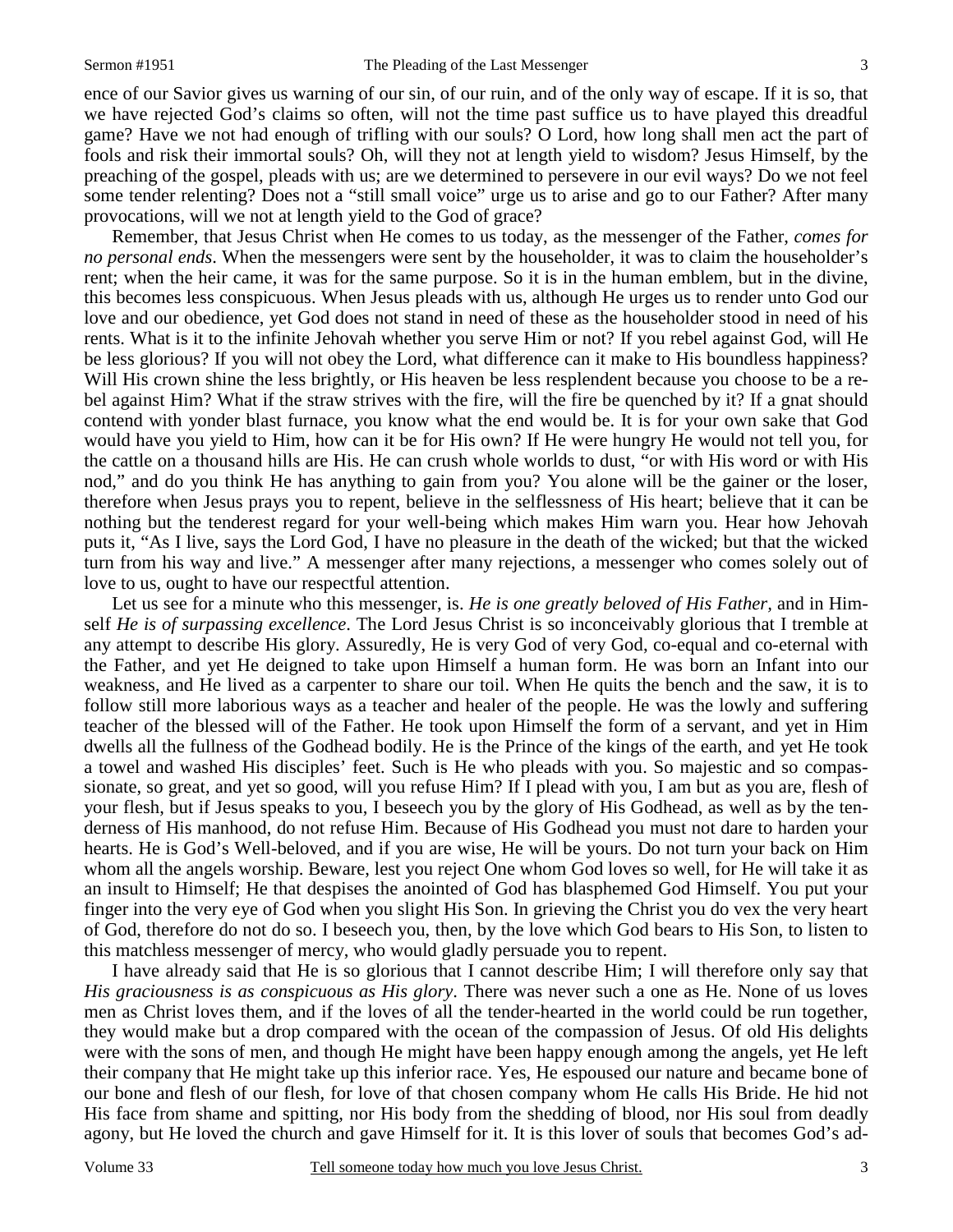ence of our Savior gives us warning of our sin, of our ruin, and of the only way of escape. If it is so, that we have rejected God's claims so often, will not the time past suffice us to have played this dreadful game? Have we not had enough of trifling with our souls? O Lord, how long shall men act the part of fools and risk their immortal souls? Oh, will they not at length yield to wisdom? Jesus Himself, by the preaching of the gospel, pleads with us; are we determined to persevere in our evil ways? Do we not feel some tender relenting? Does not a "still small voice" urge us to arise and go to our Father? After many provocations, will we not at length yield to the God of grace?

Remember, that Jesus Christ when He comes to us today, as the messenger of the Father, *comes for no personal ends*. When the messengers were sent by the householder, it was to claim the householder's rent; when the heir came, it was for the same purpose. So it is in the human emblem, but in the divine, this becomes less conspicuous. When Jesus pleads with us, although He urges us to render unto God our love and our obedience, yet God does not stand in need of these as the householder stood in need of his rents. What is it to the infinite Jehovah whether you serve Him or not? If you rebel against God, will He be less glorious? If you will not obey the Lord, what difference can it make to His boundless happiness? Will His crown shine the less brightly, or His heaven be less resplendent because you choose to be a rebel against Him? What if the straw strives with the fire, will the fire be quenched by it? If a gnat should contend with yonder blast furnace, you know what the end would be. It is for your own sake that God would have you yield to Him, how can it be for His own? If He were hungry He would not tell you, for the cattle on a thousand hills are His. He can crush whole worlds to dust, "or with His word or with His nod," and do you think He has anything to gain from you? You alone will be the gainer or the loser, therefore when Jesus prays you to repent, believe in the selflessness of His heart; believe that it can be nothing but the tenderest regard for your well-being which makes Him warn you. Hear how Jehovah puts it, "As I live, says the Lord God, I have no pleasure in the death of the wicked; but that the wicked turn from his way and live." A messenger after many rejections, a messenger who comes solely out of love to us, ought to have our respectful attention.

Let us see for a minute who this messenger, is. *He is one greatly beloved of His Father*, and in Himself *He is of surpassing excellence*. The Lord Jesus Christ is so inconceivably glorious that I tremble at any attempt to describe His glory. Assuredly, He is very God of very God, co-equal and co-eternal with the Father, and yet He deigned to take upon Himself a human form. He was born an Infant into our weakness, and He lived as a carpenter to share our toil. When He quits the bench and the saw, it is to follow still more laborious ways as a teacher and healer of the people. He was the lowly and suffering teacher of the blessed will of the Father. He took upon Himself the form of a servant, and yet in Him dwells all the fullness of the Godhead bodily. He is the Prince of the kings of the earth, and yet He took a towel and washed His disciples' feet. Such is He who pleads with you. So majestic and so compassionate, so great, and yet so good, will you refuse Him? If I plead with you, I am but as you are, flesh of your flesh, but if Jesus speaks to you, I beseech you by the glory of His Godhead, as well as by the tenderness of His manhood, do not refuse Him. Because of His Godhead you must not dare to harden your hearts. He is God's Well-beloved, and if you are wise, He will be yours. Do not turn your back on Him whom all the angels worship. Beware, lest you reject One whom God loves so well, for He will take it as an insult to Himself; He that despises the anointed of God has blasphemed God Himself. You put your finger into the very eye of God when you slight His Son. In grieving the Christ you do vex the very heart of God, therefore do not do so. I beseech you, then, by the love which God bears to His Son, to listen to this matchless messenger of mercy, who would gladly persuade you to repent.

I have already said that He is so glorious that I cannot describe Him; I will therefore only say that *His graciousness is as conspicuous as His glory*. There was never such a one as He. None of us loves men as Christ loves them, and if the loves of all the tender-hearted in the world could be run together, they would make but a drop compared with the ocean of the compassion of Jesus. Of old His delights were with the sons of men, and though He might have been happy enough among the angels, yet He left their company that He might take up this inferior race. Yes, He espoused our nature and became bone of our bone and flesh of our flesh, for love of that chosen company whom He calls His Bride. He hid not His face from shame and spitting, nor His body from the shedding of blood, nor His soul from deadly agony, but He loved the church and gave Himself for it. It is this lover of souls that becomes God's ad-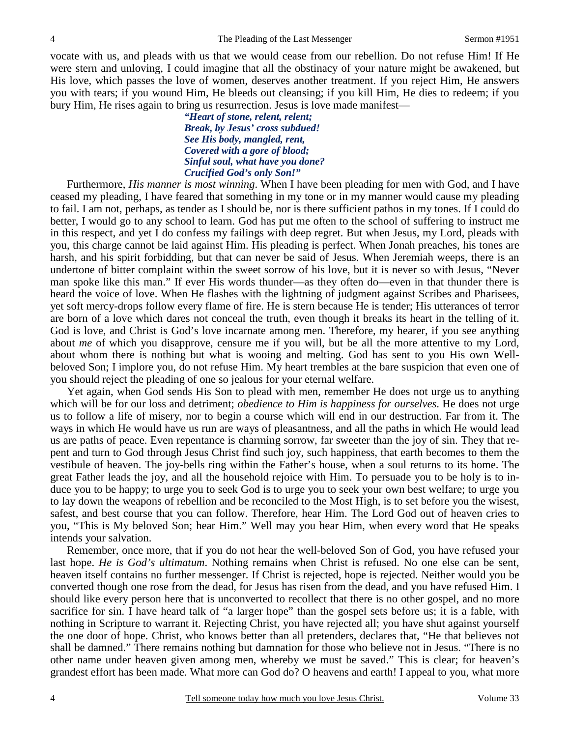vocate with us, and pleads with us that we would cease from our rebellion. Do not refuse Him! If He were stern and unloving, I could imagine that all the obstinacy of your nature might be awakened, but His love, which passes the love of women, deserves another treatment. If you reject Him, He answers you with tears; if you wound Him, He bleeds out cleansing; if you kill Him, He dies to redeem; if you bury Him, He rises again to bring us resurrection. Jesus is love made manifest—

> ***"Heart of stone, relent, relent;***
> ***Break, by Jesus' cross subdued!***
> ***See His body, mangled, rent,***
> ***Covered with a gore of blood;***
> ***Sinful soul, what have you done?***
> ***Crucified God's only Son!"***

Furthermore, *His manner is most winning*. When I have been pleading for men with God, and I have ceased my pleading, I have feared that something in my tone or in my manner would cause my pleading to fail. I am not, perhaps, as tender as I should be, nor is there sufficient pathos in my tones. If I could do better, I would go to any school to learn. God has put me often to the school of suffering to instruct me in this respect, and yet I do confess my failings with deep regret. But when Jesus, my Lord, pleads with you, this charge cannot be laid against Him. His pleading is perfect. When Jonah preaches, his tones are harsh, and his spirit forbidding, but that can never be said of Jesus. When Jeremiah weeps, there is an undertone of bitter complaint within the sweet sorrow of his love, but it is never so with Jesus, "Never man spoke like this man." If ever His words thunder—as they often do—even in that thunder there is heard the voice of love. When He flashes with the lightning of judgment against Scribes and Pharisees, yet soft mercy-drops follow every flame of fire. He is stern because He is tender; His utterances of terror are born of a love which dares not conceal the truth, even though it breaks its heart in the telling of it. God is love, and Christ is God's love incarnate among men. Therefore, my hearer, if you see anything about *me* of which you disapprove, censure me if you will, but be all the more attentive to my Lord, about whom there is nothing but what is wooing and melting. God has sent to you His own Well-beloved Son; I implore you, do not refuse Him. My heart trembles at the bare suspicion that even one of you should reject the pleading of one so jealous for your eternal welfare.

Yet again, when God sends His Son to plead with men, remember He does not urge us to anything which will be for our loss and detriment; *obedience to Him is happiness for ourselves*. He does not urge us to follow a life of misery, nor to begin a course which will end in our destruction. Far from it. The ways in which He would have us run are ways of pleasantness, and all the paths in which He would lead us are paths of peace. Even repentance is charming sorrow, far sweeter than the joy of sin. They that repent and turn to God through Jesus Christ find such joy, such happiness, that earth becomes to them the vestibule of heaven. The joy-bells ring within the Father's house, when a soul returns to its home. The great Father leads the joy, and all the household rejoice with Him. To persuade you to be holy is to induce you to be happy; to urge you to seek God is to urge you to seek your own best welfare; to urge you to lay down the weapons of rebellion and be reconciled to the Most High, is to set before you the wisest, safest, and best course that you can follow. Therefore, hear Him. The Lord God out of heaven cries to you, "This is My beloved Son; hear Him." Well may you hear Him, when every word that He speaks intends your salvation.

Remember, once more, that if you do not hear the well-beloved Son of God, you have refused your last hope. *He is God's ultimatum*. Nothing remains when Christ is refused. No one else can be sent, heaven itself contains no further messenger. If Christ is rejected, hope is rejected. Neither would you be converted though one rose from the dead, for Jesus has risen from the dead, and you have refused Him. I should like every person here that is unconverted to recollect that there is no other gospel, and no more sacrifice for sin. I have heard talk of "a larger hope" than the gospel sets before us; it is a fable, with nothing in Scripture to warrant it. Rejecting Christ, you have rejected all; you have shut against yourself the one door of hope. Christ, who knows better than all pretenders, declares that, "He that believes not shall be damned." There remains nothing but damnation for those who believe not in Jesus. "There is no other name under heaven given among men, whereby we must be saved." This is clear; for heaven's grandest effort has been made. What more can God do? O heavens and earth! I appeal to you, what more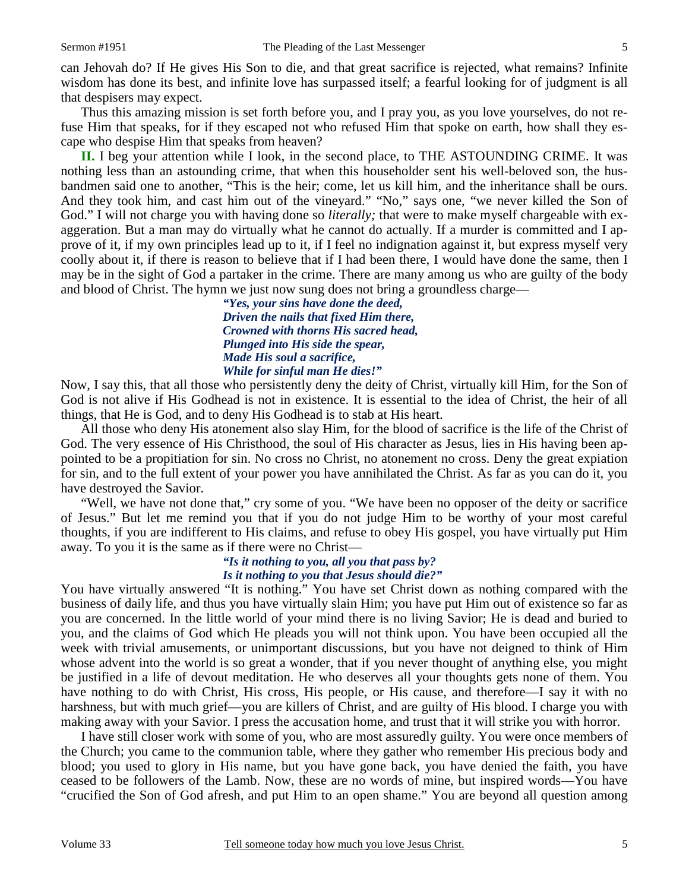can Jehovah do? If He gives His Son to die, and that great sacrifice is rejected, what remains? Infinite wisdom has done its best, and infinite love has surpassed itself; a fearful looking for of judgment is all that despisers may expect.

Thus this amazing mission is set forth before you, and I pray you, as you love yourselves, do not refuse Him that speaks, for if they escaped not who refused Him that spoke on earth, how shall they escape who despise Him that speaks from heaven?

**II.** I beg your attention while I look, in the second place, to THE ASTOUNDING CRIME. It was nothing less than an astounding crime, that when this householder sent his well-beloved son, the husbandmen said one to another, "This is the heir; come, let us kill him, and the inheritance shall be ours. And they took him, and cast him out of the vineyard." "No," says one, "we never killed the Son of God." I will not charge you with having done so *literally;* that were to make myself chargeable with exaggeration. But a man may do virtually what he cannot do actually. If a murder is committed and I approve of it, if my own principles lead up to it, if I feel no indignation against it, but express myself very coolly about it, if there is reason to believe that if I had been there, I would have done the same, then I may be in the sight of God a partaker in the crime. There are many among us who are guilty of the body and blood of Christ. The hymn we just now sung does not bring a groundless charge—

> ***"Yes, your sins have done the deed,***
> ***Driven the nails that fixed Him there,***
> ***Crowned with thorns His sacred head,***
> ***Plunged into His side the spear,***
> ***Made His soul a sacrifice,***
> ***While for sinful man He dies!"***

Now, I say this, that all those who persistently deny the deity of Christ, virtually kill Him, for the Son of God is not alive if His Godhead is not in existence. It is essential to the idea of Christ, the heir of all things, that He is God, and to deny His Godhead is to stab at His heart.

All those who deny His atonement also slay Him, for the blood of sacrifice is the life of the Christ of God. The very essence of His Christhood, the soul of His character as Jesus, lies in His having been appointed to be a propitiation for sin. No cross no Christ, no atonement no cross. Deny the great expiation for sin, and to the full extent of your power you have annihilated the Christ. As far as you can do it, you have destroyed the Savior.

"Well, we have not done that," cry some of you. "We have been no opposer of the deity or sacrifice of Jesus." But let me remind you that if you do not judge Him to be worthy of your most careful thoughts, if you are indifferent to His claims, and refuse to obey His gospel, you have virtually put Him away. To you it is the same as if there were no Christ—

> ***"Is it nothing to you, all you that pass by?***
> ***Is it nothing to you that Jesus should die?"***

You have virtually answered "It is nothing." You have set Christ down as nothing compared with the business of daily life, and thus you have virtually slain Him; you have put Him out of existence so far as you are concerned. In the little world of your mind there is no living Savior; He is dead and buried to you, and the claims of God which He pleads you will not think upon. You have been occupied all the week with trivial amusements, or unimportant discussions, but you have not deigned to think of Him whose advent into the world is so great a wonder, that if you never thought of anything else, you might be justified in a life of devout meditation. He who deserves all your thoughts gets none of them. You have nothing to do with Christ, His cross, His people, or His cause, and therefore—I say it with no harshness, but with much grief—you are killers of Christ, and are guilty of His blood. I charge you with making away with your Savior. I press the accusation home, and trust that it will strike you with horror.

I have still closer work with some of you, who are most assuredly guilty. You were once members of the Church; you came to the communion table, where they gather who remember His precious body and blood; you used to glory in His name, but you have gone back, you have denied the faith, you have ceased to be followers of the Lamb. Now, these are no words of mine, but inspired words—You have "crucified the Son of God afresh, and put Him to an open shame." You are beyond all question among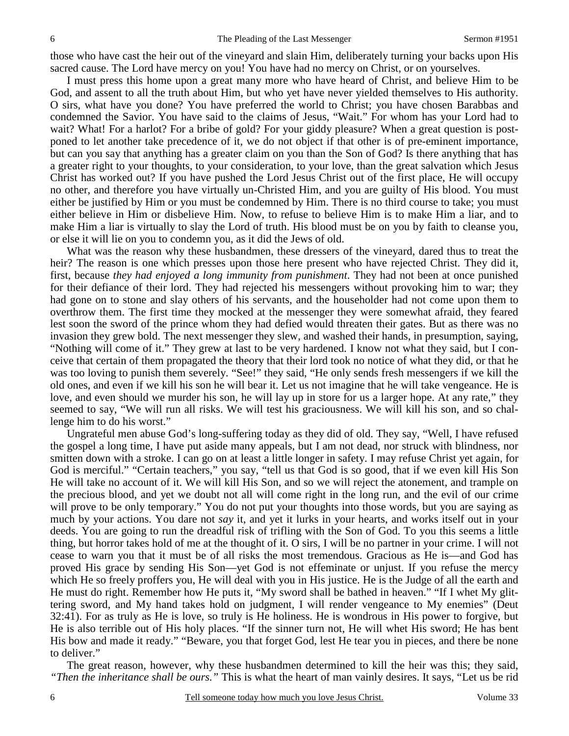those who have cast the heir out of the vineyard and slain Him, deliberately turning your backs upon His sacred cause. The Lord have mercy on you! You have had no mercy on Christ, or on yourselves.

I must press this home upon a great many more who have heard of Christ, and believe Him to be God, and assent to all the truth about Him, but who yet have never yielded themselves to His authority. O sirs, what have you done? You have preferred the world to Christ; you have chosen Barabbas and condemned the Savior. You have said to the claims of Jesus, "Wait." For whom has your Lord had to wait? What! For a harlot? For a bribe of gold? For your giddy pleasure? When a great question is postponed to let another take precedence of it, we do not object if that other is of pre-eminent importance, but can you say that anything has a greater claim on you than the Son of God? Is there anything that has a greater right to your thoughts, to your consideration, to your love, than the great salvation which Jesus Christ has worked out? If you have pushed the Lord Jesus Christ out of the first place, He will occupy no other, and therefore you have virtually un-Christed Him, and you are guilty of His blood. You must either be justified by Him or you must be condemned by Him. There is no third course to take; you must either believe in Him or disbelieve Him. Now, to refuse to believe Him is to make Him a liar, and to make Him a liar is virtually to slay the Lord of truth. His blood must be on you by faith to cleanse you, or else it will lie on you to condemn you, as it did the Jews of old.

What was the reason why these husbandmen, these dressers of the vineyard, dared thus to treat the heir? The reason is one which presses upon those here present who have rejected Christ. They did it, first, because *they had enjoyed a long immunity from punishment*. They had not been at once punished for their defiance of their lord. They had rejected his messengers without provoking him to war; they had gone on to stone and slay others of his servants, and the householder had not come upon them to overthrow them. The first time they mocked at the messenger they were somewhat afraid, they feared lest soon the sword of the prince whom they had defied would threaten their gates. But as there was no invasion they grew bold. The next messenger they slew, and washed their hands, in presumption, saying, "Nothing will come of it." They grew at last to be very hardened. I know not what they said, but I conceive that certain of them propagated the theory that their lord took no notice of what they did, or that he was too loving to punish them severely. "See!" they said, "He only sends fresh messengers if we kill the old ones, and even if we kill his son he will bear it. Let us not imagine that he will take vengeance. He is love, and even should we murder his son, he will lay up in store for us a larger hope. At any rate," they seemed to say, "We will run all risks. We will test his graciousness. We will kill his son, and so challenge him to do his worst."

Ungrateful men abuse God's long-suffering today as they did of old. They say, "Well, I have refused the gospel a long time, I have put aside many appeals, but I am not dead, nor struck with blindness, nor smitten down with a stroke. I can go on at least a little longer in safety. I may refuse Christ yet again, for God is merciful." "Certain teachers," you say, "tell us that God is so good, that if we even kill His Son He will take no account of it. We will kill His Son, and so we will reject the atonement, and trample on the precious blood, and yet we doubt not all will come right in the long run, and the evil of our crime will prove to be only temporary." You do not put your thoughts into those words, but you are saying as much by your actions. You dare not *say* it, and yet it lurks in your hearts, and works itself out in your deeds. You are going to run the dreadful risk of trifling with the Son of God. To you this seems a little thing, but horror takes hold of me at the thought of it. O sirs, I will be no partner in your crime. I will not cease to warn you that it must be of all risks the most tremendous. Gracious as He is—and God has proved His grace by sending His Son—yet God is not effeminate or unjust. If you refuse the mercy which He so freely proffers you, He will deal with you in His justice. He is the Judge of all the earth and He must do right. Remember how He puts it, "My sword shall be bathed in heaven." "If I whet My glittering sword, and My hand takes hold on judgment, I will render vengeance to My enemies" (Deut 32:41). For as truly as He is love, so truly is He holiness. He is wondrous in His power to forgive, but He is also terrible out of His holy places. "If the sinner turn not, He will whet His sword; He has bent His bow and made it ready." "Beware, you that forget God, lest He tear you in pieces, and there be none to deliver."

The great reason, however, why these husbandmen determined to kill the heir was this; they said, *"Then the inheritance shall be ours."* This is what the heart of man vainly desires. It says, "Let us be rid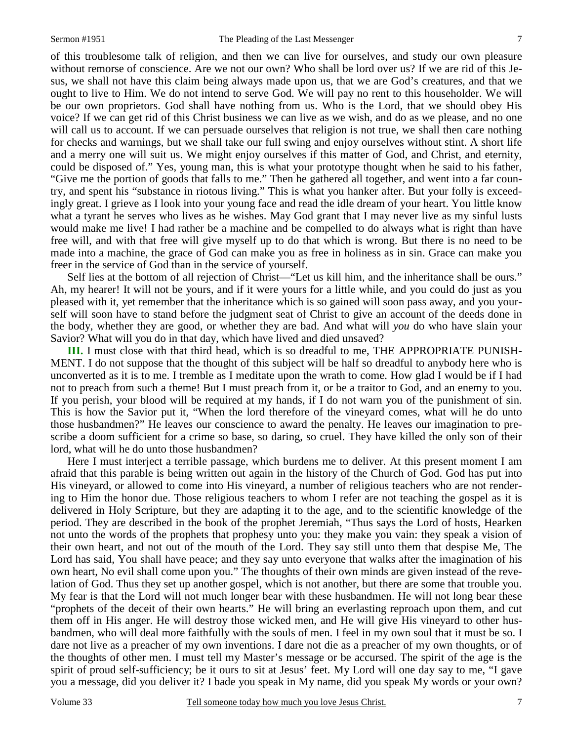of this troublesome talk of religion, and then we can live for ourselves, and study our own pleasure without remorse of conscience. Are we not our own? Who shall be lord over us? If we are rid of this Jesus, we shall not have this claim being always made upon us, that we are God's creatures, and that we ought to live to Him. We do not intend to serve God. We will pay no rent to this householder. We will be our own proprietors. God shall have nothing from us. Who is the Lord, that we should obey His voice? If we can get rid of this Christ business we can live as we wish, and do as we please, and no one will call us to account. If we can persuade ourselves that religion is not true, we shall then care nothing for checks and warnings, but we shall take our full swing and enjoy ourselves without stint. A short life and a merry one will suit us. We might enjoy ourselves if this matter of God, and Christ, and eternity, could be disposed of." Yes, young man, this is what your prototype thought when he said to his father, "Give me the portion of goods that falls to me." Then he gathered all together, and went into a far country, and spent his "substance in riotous living." This is what you hanker after. But your folly is exceedingly great. I grieve as I look into your young face and read the idle dream of your heart. You little know what a tyrant he serves who lives as he wishes. May God grant that I may never live as my sinful lusts would make me live! I had rather be a machine and be compelled to do always what is right than have free will, and with that free will give myself up to do that which is wrong. But there is no need to be made into a machine, the grace of God can make you as free in holiness as in sin. Grace can make you freer in the service of God than in the service of yourself.

Self lies at the bottom of all rejection of Christ—"Let us kill him, and the inheritance shall be ours." Ah, my hearer! It will not be yours, and if it were yours for a little while, and you could do just as you pleased with it, yet remember that the inheritance which is so gained will soon pass away, and you yourself will soon have to stand before the judgment seat of Christ to give an account of the deeds done in the body, whether they are good, or whether they are bad. And what will *you* do who have slain your Savior? What will you do in that day, which have lived and died unsaved?

**III.** I must close with that third head, which is so dreadful to me, THE APPROPRIATE PUNISHMENT. I do not suppose that the thought of this subject will be half so dreadful to anybody here who is unconverted as it is to me. I tremble as I meditate upon the wrath to come. How glad I would be if I had not to preach from such a theme! But I must preach from it, or be a traitor to God, and an enemy to you. If you perish, your blood will be required at my hands, if I do not warn you of the punishment of sin. This is how the Savior put it, "When the lord therefore of the vineyard comes, what will he do unto those husbandmen?" He leaves our conscience to award the penalty. He leaves our imagination to prescribe a doom sufficient for a crime so base, so daring, so cruel. They have killed the only son of their lord, what will he do unto those husbandmen?

Here I must interject a terrible passage, which burdens me to deliver. At this present moment I am afraid that this parable is being written out again in the history of the Church of God. God has put into His vineyard, or allowed to come into His vineyard, a number of religious teachers who are not rendering to Him the honor due. Those religious teachers to whom I refer are not teaching the gospel as it is delivered in Holy Scripture, but they are adapting it to the age, and to the scientific knowledge of the period. They are described in the book of the prophet Jeremiah, "Thus says the Lord of hosts, Hearken not unto the words of the prophets that prophesy unto you: they make you vain: they speak a vision of their own heart, and not out of the mouth of the Lord. They say still unto them that despise Me, The Lord has said, You shall have peace; and they say unto everyone that walks after the imagination of his own heart, No evil shall come upon you." The thoughts of their own minds are given instead of the revelation of God. Thus they set up another gospel, which is not another, but there are some that trouble you. My fear is that the Lord will not much longer bear with these husbandmen. He will not long bear these "prophets of the deceit of their own hearts." He will bring an everlasting reproach upon them, and cut them off in His anger. He will destroy those wicked men, and He will give His vineyard to other husbandmen, who will deal more faithfully with the souls of men. I feel in my own soul that it must be so. I dare not live as a preacher of my own inventions. I dare not die as a preacher of my own thoughts, or of the thoughts of other men. I must tell my Master's message or be accursed. The spirit of the age is the spirit of proud self-sufficiency; be it ours to sit at Jesus' feet. My Lord will one day say to me, "I gave you a message, did you deliver it? I bade you speak in My name, did you speak My words or your own?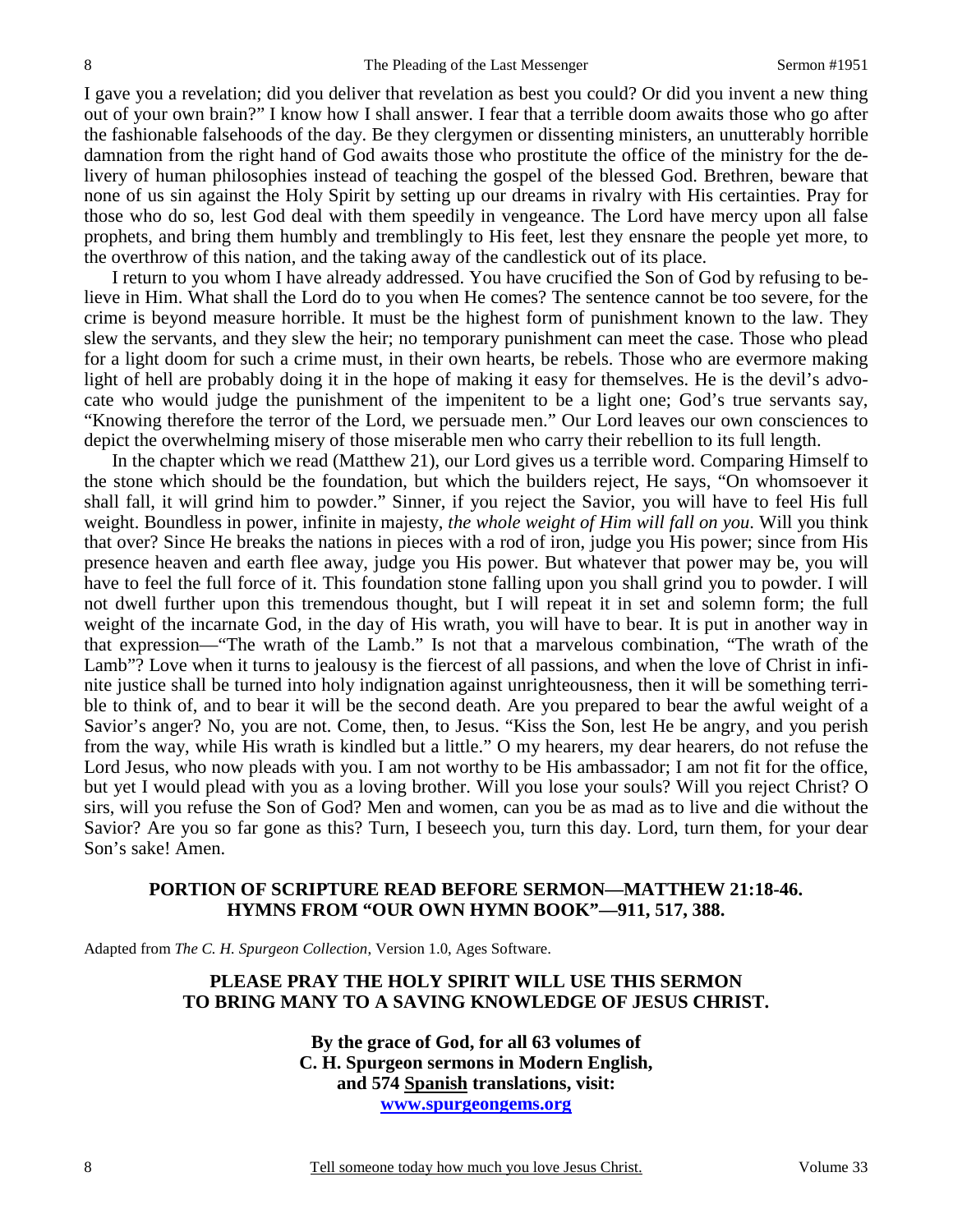I gave you a revelation; did you deliver that revelation as best you could? Or did you invent a new thing out of your own brain?" I know how I shall answer. I fear that a terrible doom awaits those who go after the fashionable falsehoods of the day. Be they clergymen or dissenting ministers, an unutterably horrible damnation from the right hand of God awaits those who prostitute the office of the ministry for the delivery of human philosophies instead of teaching the gospel of the blessed God. Brethren, beware that none of us sin against the Holy Spirit by setting up our dreams in rivalry with His certainties. Pray for those who do so, lest God deal with them speedily in vengeance. The Lord have mercy upon all false prophets, and bring them humbly and tremblingly to His feet, lest they ensnare the people yet more, to the overthrow of this nation, and the taking away of the candlestick out of its place.

I return to you whom I have already addressed. You have crucified the Son of God by refusing to believe in Him. What shall the Lord do to you when He comes? The sentence cannot be too severe, for the crime is beyond measure horrible. It must be the highest form of punishment known to the law. They slew the servants, and they slew the heir; no temporary punishment can meet the case. Those who plead for a light doom for such a crime must, in their own hearts, be rebels. Those who are evermore making light of hell are probably doing it in the hope of making it easy for themselves. He is the devil's advocate who would judge the punishment of the impenitent to be a light one; God's true servants say, "Knowing therefore the terror of the Lord, we persuade men." Our Lord leaves our own consciences to depict the overwhelming misery of those miserable men who carry their rebellion to its full length.

In the chapter which we read (Matthew 21), our Lord gives us a terrible word. Comparing Himself to the stone which should be the foundation, but which the builders reject, He says, "On whomsoever it shall fall, it will grind him to powder." Sinner, if you reject the Savior, you will have to feel His full weight. Boundless in power, infinite in majesty, *the whole weight of Him will fall on you*. Will you think that over? Since He breaks the nations in pieces with a rod of iron, judge you His power; since from His presence heaven and earth flee away, judge you His power. But whatever that power may be, you will have to feel the full force of it. This foundation stone falling upon you shall grind you to powder. I will not dwell further upon this tremendous thought, but I will repeat it in set and solemn form; the full weight of the incarnate God, in the day of His wrath, you will have to bear. It is put in another way in that expression—"The wrath of the Lamb." Is not that a marvelous combination, "The wrath of the Lamb"? Love when it turns to jealousy is the fiercest of all passions, and when the love of Christ in infinite justice shall be turned into holy indignation against unrighteousness, then it will be something terrible to think of, and to bear it will be the second death. Are you prepared to bear the awful weight of a Savior's anger? No, you are not. Come, then, to Jesus. "Kiss the Son, lest He be angry, and you perish from the way, while His wrath is kindled but a little." O my hearers, my dear hearers, do not refuse the Lord Jesus, who now pleads with you. I am not worthy to be His ambassador; I am not fit for the office, but yet I would plead with you as a loving brother. Will you lose your souls? Will you reject Christ? O sirs, will you refuse the Son of God? Men and women, can you be as mad as to live and die without the Savior? Are you so far gone as this? Turn, I beseech you, turn this day. Lord, turn them, for your dear Son's sake! Amen.

**PORTION OF SCRIPTURE READ BEFORE SERMON—MATTHEW 21:18-46.**
**HYMNS FROM "OUR OWN HYMN BOOK"—911, 517, 388.**

Adapted from *The C. H. Spurgeon Collection*, Version 1.0, Ages Software.

**PLEASE PRAY THE HOLY SPIRIT WILL USE THIS SERMON TO BRING MANY TO A SAVING KNOWLEDGE OF JESUS CHRIST.**

**By the grace of God, for all 63 volumes of C. H. Spurgeon sermons in Modern English, and 574 Spanish translations, visit: www.spurgeongems.org**

Tell someone today how much you love Jesus Christ.